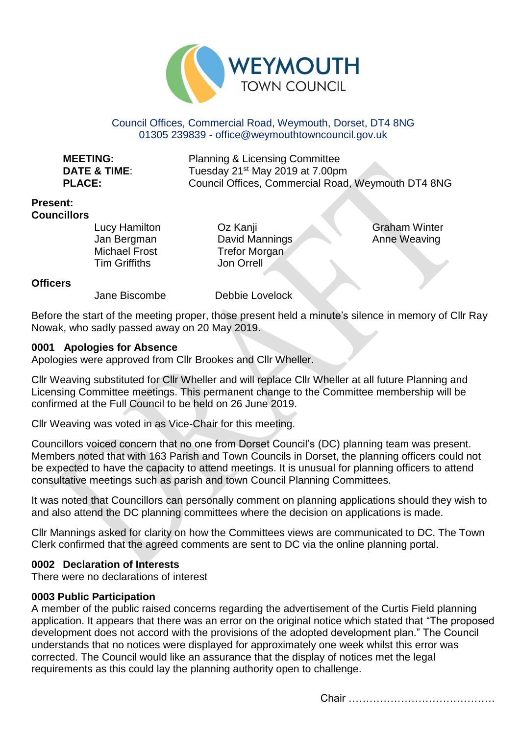# WEYMOUTH TOWN COUNCIL

Council Offices, Commercial Road, Weymouth, Dorset, DT4 8NG
01305 239839 - office@weymouthtowncouncil.gov.uk

**MEETING:** Planning & Licensing Committee
**DATE & TIME:** Tuesday 21st May 2019 at 7.00pm
**PLACE:** Council Offices, Commercial Road, Weymouth DT4 8NG

**Present:**

**Councillors**

Lucy Hamilton
Jan Bergman
Michael Frost
Tim Griffiths
Oz Kanji
David Mannings
Trefor Morgan
Jon Orrell
Graham Winter
Anne Weaving

**Officers**

Jane Biscombe
Debbie Lovelock

Before the start of the meeting proper, those present held a minute's silence in memory of Cllr Ray Nowak, who sadly passed away on 20 May 2019.

### 0001 Apologies for Absence

Apologies were approved from Cllr Brookes and Cllr Wheller.

Cllr Weaving substituted for Cllr Wheller and will replace Cllr Wheller at all future Planning and Licensing Committee meetings. This permanent change to the Committee membership will be confirmed at the Full Council to be held on 26 June 2019.

Cllr Weaving was voted in as Vice-Chair for this meeting.

Councillors voiced concern that no one from Dorset Council's (DC) planning team was present. Members noted that with 163 Parish and Town Councils in Dorset, the planning officers could not be expected to have the capacity to attend meetings. It is unusual for planning officers to attend consultative meetings such as parish and town Council Planning Committees.

It was noted that Councillors can personally comment on planning applications should they wish to and also attend the DC planning committees where the decision on applications is made.

Cllr Mannings asked for clarity on how the Committees views are communicated to DC. The Town Clerk confirmed that the agreed comments are sent to DC via the online planning portal.

### 0002 Declaration of Interests

There were no declarations of interest

### 0003 Public Participation

A member of the public raised concerns regarding the advertisement of the Curtis Field planning application. It appears that there was an error on the original notice which stated that "The proposed development does not accord with the provisions of the adopted development plan." The Council understands that no notices were displayed for approximately one week whilst this error was corrected. The Council would like an assurance that the display of notices met the legal requirements as this could lay the planning authority open to challenge.

Chair ……………………………………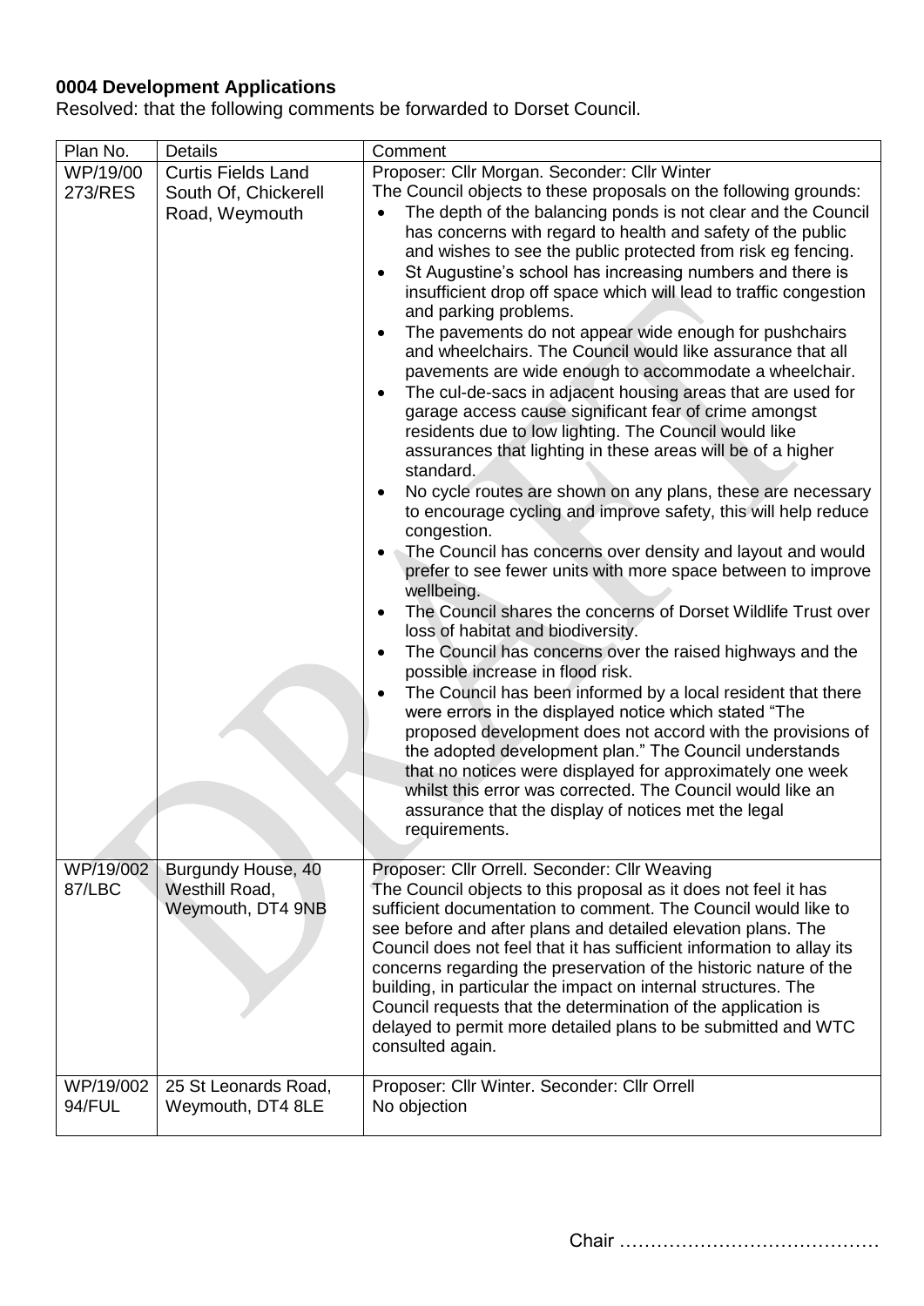**0004 Development Applications**

Resolved: that the following comments be forwarded to Dorset Council.

| Plan No. | Details | Comment |
|---|---|---|
| WP/19/00273/RES | Curtis Fields Land South Of, Chickerell Road, Weymouth | Proposer: Cllr Morgan. Seconder: Cllr Winter<br>The Council objects to these proposals on the following grounds:<br>• The depth of the balancing ponds is not clear and the Council has concerns with regard to health and safety of the public and wishes to see the public protected from risk eg fencing.<br>• St Augustine's school has increasing numbers and there is insufficient drop off space which will lead to traffic congestion and parking problems.<br>• The pavements do not appear wide enough for pushchairs and wheelchairs. The Council would like assurance that all pavements are wide enough to accommodate a wheelchair.<br>• The cul-de-sacs in adjacent housing areas that are used for garage access cause significant fear of crime amongst residents due to low lighting. The Council would like assurances that lighting in these areas will be of a higher standard.<br>• No cycle routes are shown on any plans, these are necessary to encourage cycling and improve safety, this will help reduce congestion.<br>• The Council has concerns over density and layout and would prefer to see fewer units with more space between to improve wellbeing.<br>• The Council shares the concerns of Dorset Wildlife Trust over loss of habitat and biodiversity.<br>• The Council has concerns over the raised highways and the possible increase in flood risk.<br>• The Council has been informed by a local resident that there were errors in the displayed notice which stated "The proposed development does not accord with the provisions of the adopted development plan." The Council understands that no notices were displayed for approximately one week whilst this error was corrected. The Council would like an assurance that the display of notices met the legal requirements. |
| WP/19/00287/LBC | Burgundy House, 40 Westhill Road, Weymouth, DT4 9NB | Proposer: Cllr Orrell. Seconder: Cllr Weaving<br>The Council objects to this proposal as it does not feel it has sufficient documentation to comment. The Council would like to see before and after plans and detailed elevation plans. The Council does not feel that it has sufficient information to allay its concerns regarding the preservation of the historic nature of the building, in particular the impact on internal structures. The Council requests that the determination of the application is delayed to permit more detailed plans to be submitted and WTC consulted again. |
| WP/19/00294/FUL | 25 St Leonards Road, Weymouth, DT4 8LE | Proposer: Cllr Winter. Seconder: Cllr Orrell<br>No objection |

Chair ……………………………………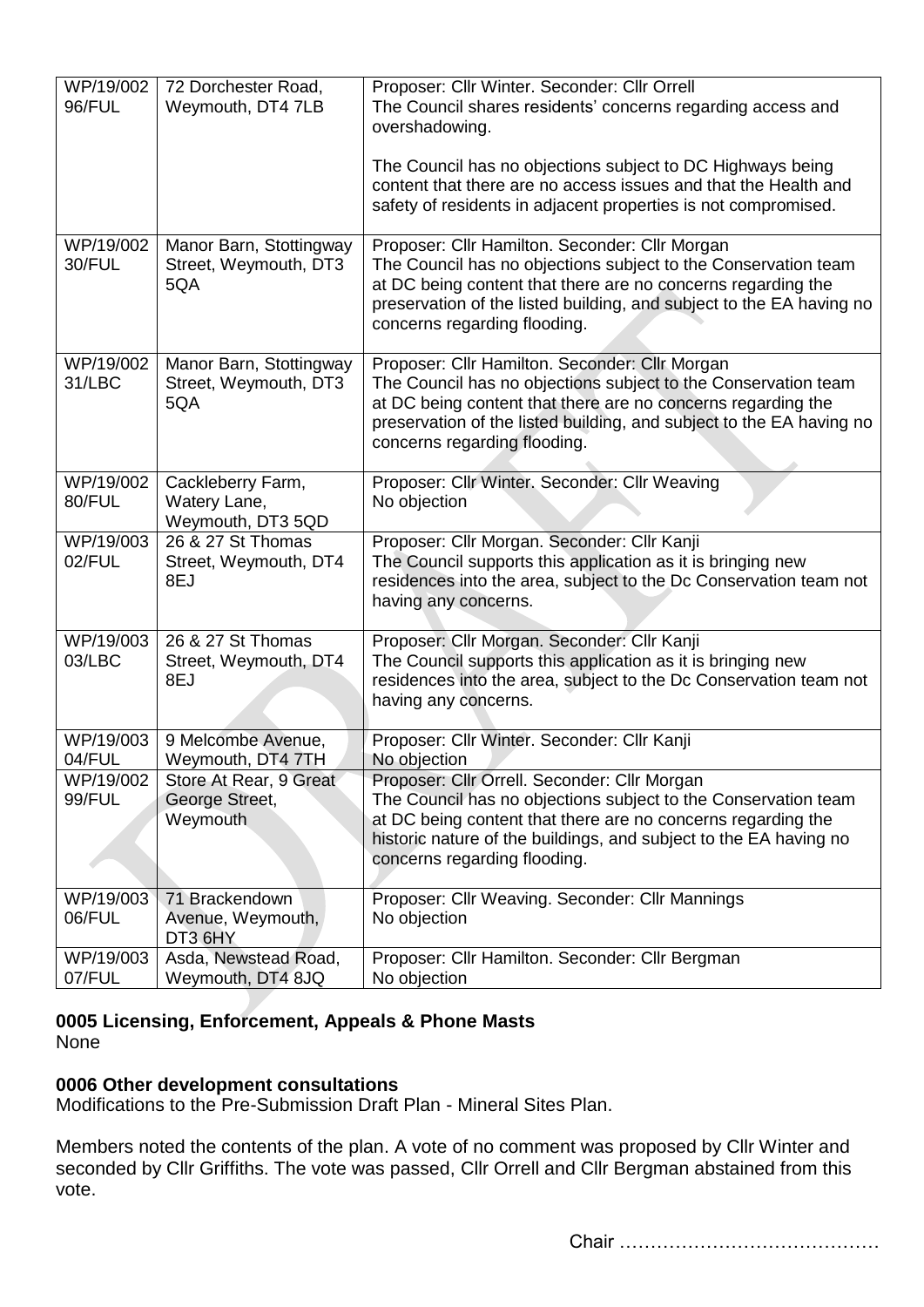| WP/19/00296/FUL | 72 Dorchester Road, Weymouth, DT4 7LB | Proposer: Cllr Winter. Seconder: Cllr Orrell<br>The Council shares residents' concerns regarding access and overshadowing.<br><br>The Council has no objections subject to DC Highways being content that there are no access issues and that the Health and safety of residents in adjacent properties is not compromised. |
|---|---|---|
| WP/19/00230/FUL | Manor Barn, Stottingway Street, Weymouth, DT3 5QA | Proposer: Cllr Hamilton. Seconder: Cllr Morgan<br>The Council has no objections subject to the Conservation team at DC being content that there are no concerns regarding the preservation of the listed building, and subject to the EA having no concerns regarding flooding. |
| WP/19/00231/LBC | Manor Barn, Stottingway Street, Weymouth, DT3 5QA | Proposer: Cllr Hamilton. Seconder: Cllr Morgan<br>The Council has no objections subject to the Conservation team at DC being content that there are no concerns regarding the preservation of the listed building, and subject to the EA having no concerns regarding flooding. |
| WP/19/00280/FUL | Cackleberry Farm, Watery Lane, Weymouth, DT3 5QD | Proposer: Cllr Winter. Seconder: Cllr Weaving<br>No objection |
| WP/19/00302/FUL | 26 & 27 St Thomas Street, Weymouth, DT4 8EJ | Proposer: Cllr Morgan. Seconder: Cllr Kanji<br>The Council supports this application as it is bringing new residences into the area, subject to the Dc Conservation team not having any concerns. |
| WP/19/00303/LBC | 26 & 27 St Thomas Street, Weymouth, DT4 8EJ | Proposer: Cllr Morgan. Seconder: Cllr Kanji<br>The Council supports this application as it is bringing new residences into the area, subject to the Dc Conservation team not having any concerns. |
| WP/19/00304/FUL | 9 Melcombe Avenue, Weymouth, DT4 7TH | Proposer: Cllr Winter. Seconder: Cllr Kanji<br>No objection |
| WP/19/00299/FUL | Store At Rear, 9 Great George Street, Weymouth | Proposer: Cllr Orrell. Seconder: Cllr Morgan<br>The Council has no objections subject to the Conservation team at DC being content that there are no concerns regarding the historic nature of the buildings, and subject to the EA having no concerns regarding flooding. |
| WP/19/00306/FUL | 71 Brackendown Avenue, Weymouth, DT3 6HY | Proposer: Cllr Weaving. Seconder: Cllr Mannings<br>No objection |
| WP/19/00307/FUL | Asda, Newstead Road, Weymouth, DT4 8JQ | Proposer: Cllr Hamilton. Seconder: Cllr Bergman<br>No objection |

**0005 Licensing, Enforcement, Appeals & Phone Masts**
None

**0006 Other development consultations**
Modifications to the Pre-Submission Draft Plan - Mineral Sites Plan.

Members noted the contents of the plan. A vote of no comment was proposed by Cllr Winter and seconded by Cllr Griffiths. The vote was passed, Cllr Orrell and Cllr Bergman abstained from this vote.

Chair ……………………………………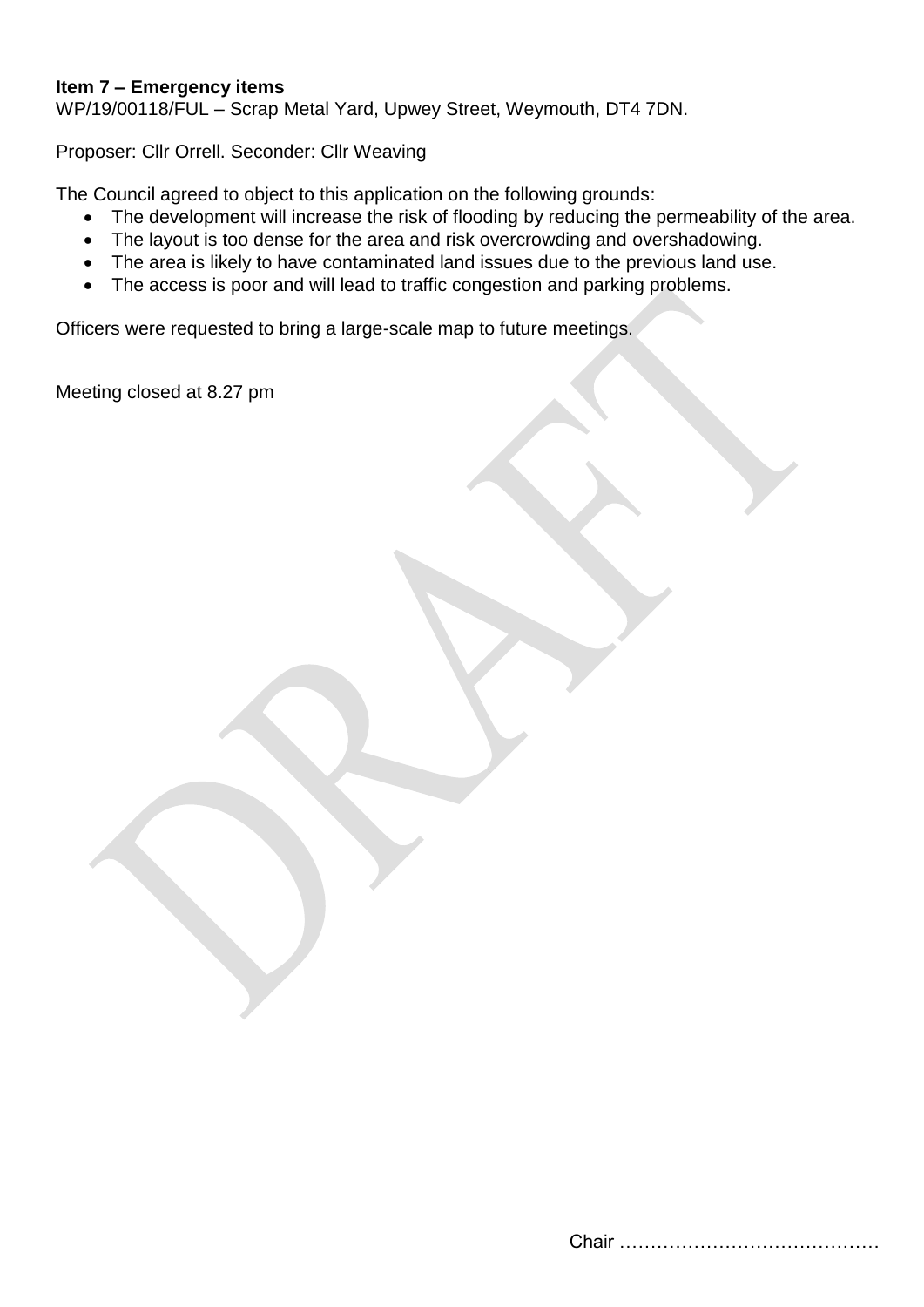**Item 7 – Emergency items**
WP/19/00118/FUL – Scrap Metal Yard, Upwey Street, Weymouth, DT4 7DN.

Proposer: Cllr Orrell. Seconder: Cllr Weaving

The Council agreed to object to this application on the following grounds:

- The development will increase the risk of flooding by reducing the permeability of the area.
- The layout is too dense for the area and risk overcrowding and overshadowing.
- The area is likely to have contaminated land issues due to the previous land use.
- The access is poor and will lead to traffic congestion and parking problems.

Officers were requested to bring a large-scale map to future meetings.

Meeting closed at 8.27 pm

Chair ……………………………………